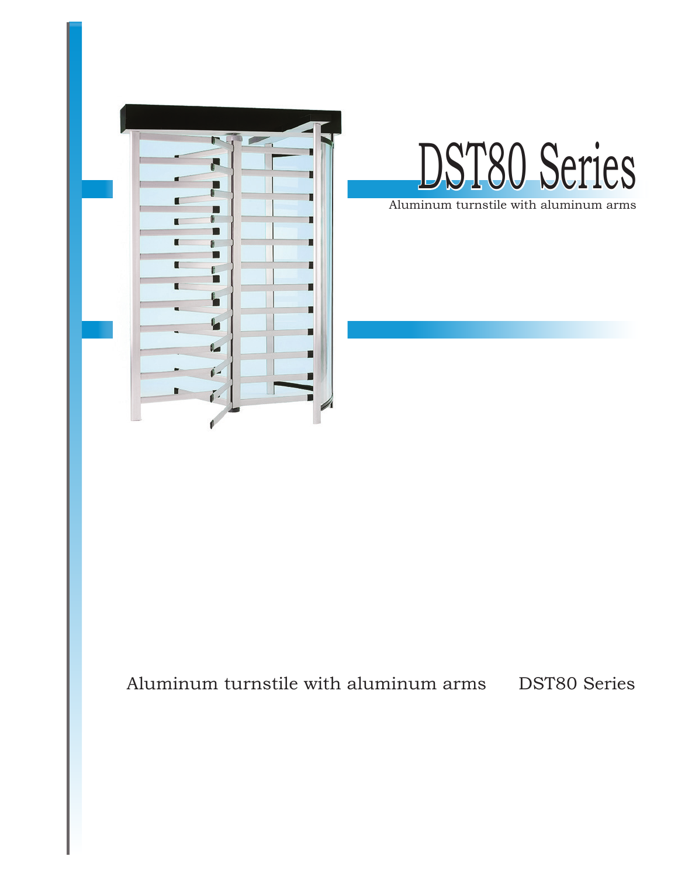# DST80 Series

Aluminum turnstile with aluminum arms

Aluminum turnstile with aluminum arms DST80 Series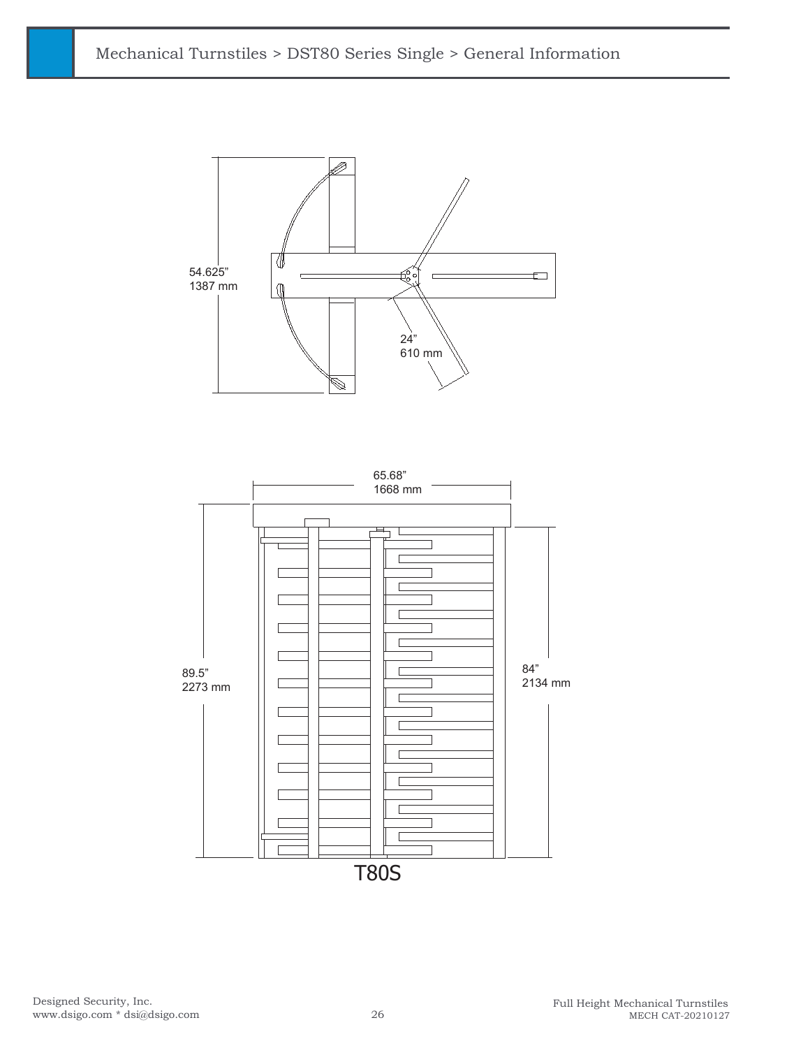Mechanical Turnstiles > DST80 Series Single > General Information

54.625”
1387 mm

24”
610 mm

65.68”
1668 mm

89.5”
2273 mm

84”
2134 mm

T80S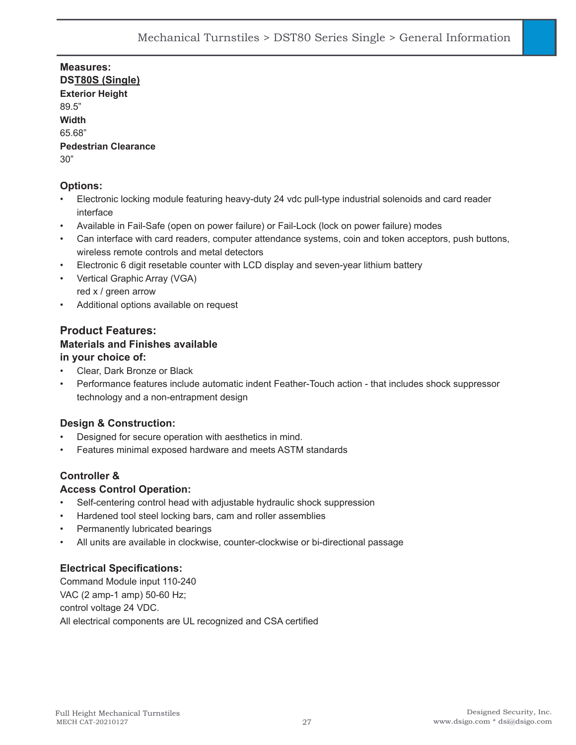**Measures:**

**DST80S (Single)**

**Exterior Height**

89.5"

**Width**

65.68"

**Pedestrian Clearance**

30"

### Options:

- Electronic locking module featuring heavy-duty 24 vdc pull-type industrial solenoids and card reader interface
- Available in Fail-Safe (open on power failure) or Fail-Lock (lock on power failure) modes
- Can interface with card readers, computer attendance systems, coin and token acceptors, push buttons, wireless remote controls and metal detectors
- Electronic 6 digit resetable counter with LCD display and seven-year lithium battery
- Vertical Graphic Array (VGA) red x / green arrow
- Additional options available on request

## Product Features:

### Materials and Finishes available in your choice of:

- Clear, Dark Bronze or Black
- Performance features include automatic indent Feather-Touch action - that includes shock suppressor technology and a non-entrapment design

### Design & Construction:

- Designed for secure operation with aesthetics in mind.
- Features minimal exposed hardware and meets ASTM standards

### Controller & Access Control Operation:

- Self-centering control head with adjustable hydraulic shock suppression
- Hardened tool steel locking bars, cam and roller assemblies
- Permanently lubricated bearings
- All units are available in clockwise, counter-clockwise or bi-directional passage

### Electrical Specifications:

Command Module input 110-240 VAC (2 amp-1 amp) 50-60 Hz; control voltage 24 VDC.

All electrical components are UL recognized and CSA certified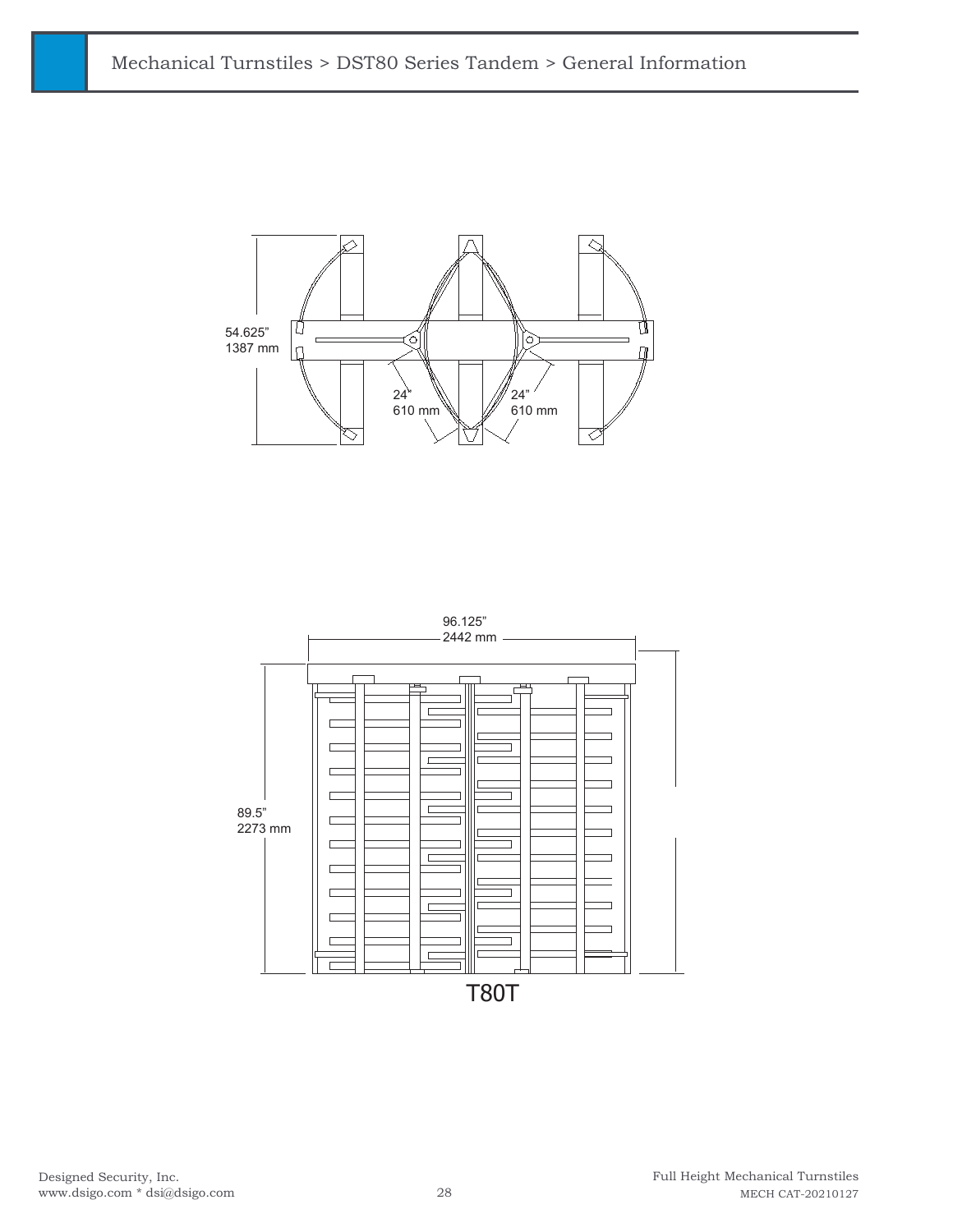Mechanical Turnstiles > DST80 Series Tandem > General Information

54.625”
1387 mm

24”
610 mm

24”
610 mm

96.125”
2442 mm

89.5”
2273 mm

T80T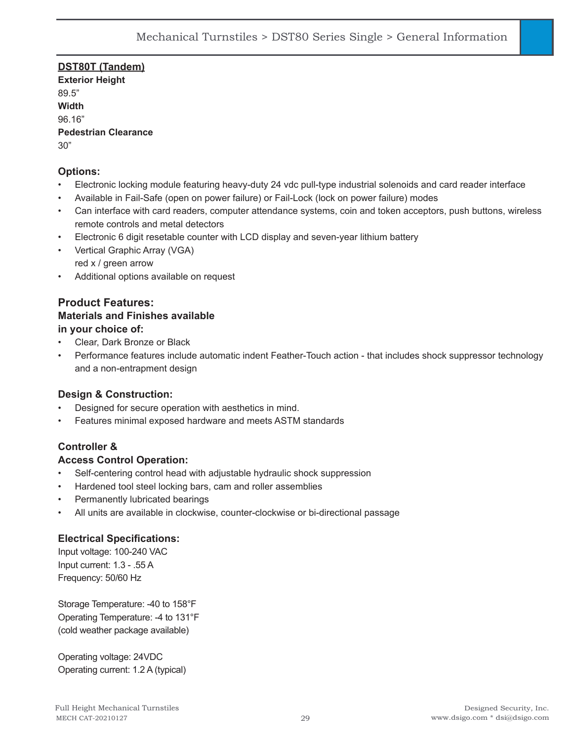**DST80T (Tandem)**

**Exterior Height**

89.5”

**Width**

96.16”

**Pedestrian Clearance**

30”

### Options:

- Electronic locking module featuring heavy-duty 24 vdc pull-type industrial solenoids and card reader interface
- Available in Fail-Safe (open on power failure) or Fail-Lock (lock on power failure) modes
- Can interface with card readers, computer attendance systems, coin and token acceptors, push buttons, wireless remote controls and metal detectors
- Electronic 6 digit resetable counter with LCD display and seven-year lithium battery
- Vertical Graphic Array (VGA)
  red x / green arrow
- Additional options available on request

### Product Features:

**Materials and Finishes available in your choice of:**

- Clear, Dark Bronze or Black
- Performance features include automatic indent Feather-Touch action - that includes shock suppressor technology and a non-entrapment design

### Design & Construction:

- Designed for secure operation with aesthetics in mind.
- Features minimal exposed hardware and meets ASTM standards

### Controller & Access Control Operation:

- Self-centering control head with adjustable hydraulic shock suppression
- Hardened tool steel locking bars, cam and roller assemblies
- Permanently lubricated bearings
- All units are available in clockwise, counter-clockwise or bi-directional passage

### Electrical Specifications:

Input voltage: 100-240 VAC
Input current: 1.3 - .55 A
Frequency: 50/60 Hz

Storage Temperature: -40 to 158°F
Operating Temperature: -4 to 131°F
(cold weather package available)

Operating voltage: 24VDC
Operating current: 1.2 A (typical)